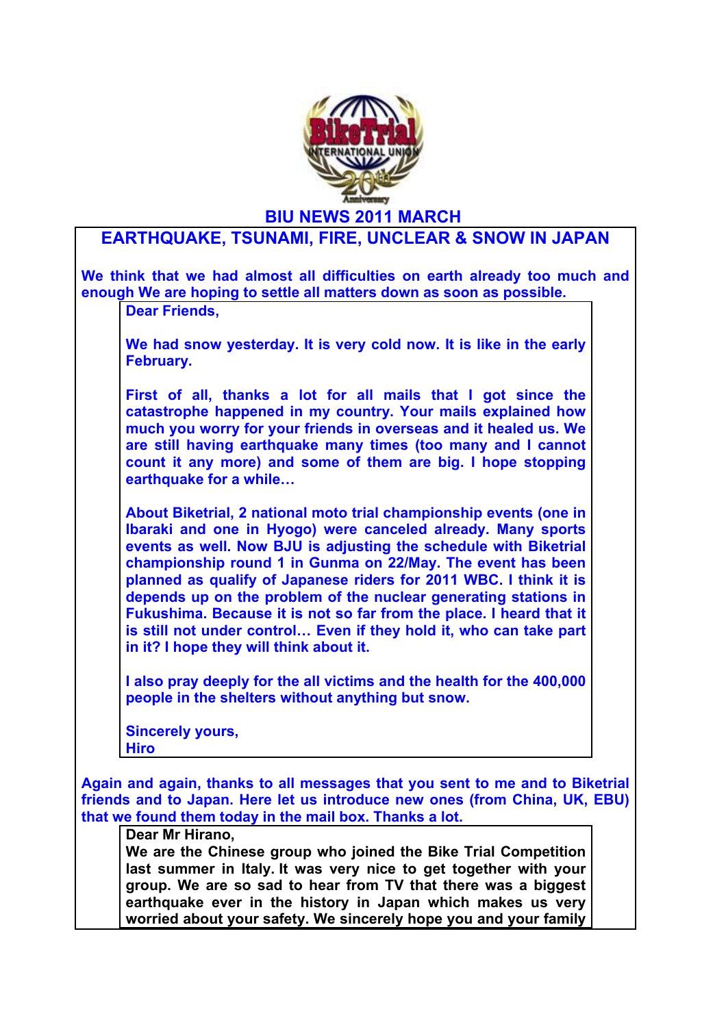# BIU NEWS 2011 MARCH

## EARTHQUAKE, TSUNAMI, FIRE, UNCLEAR & SNOW IN JAPAN

**We think that we had almost all difficulties on earth already too much and enough We are hoping to settle all matters down as soon as possible.**

> **Dear Friends,**
>
> **We had snow yesterday. It is very cold now. It is like in the early February.**
>
> **First of all, thanks a lot for all mails that I got since the catastrophe happened in my country. Your mails explained how much you worry for your friends in overseas and it healed us. We are still having earthquake many times (too many and I cannot count it any more) and some of them are big. I hope stopping earthquake for a while…**
>
> **About Biketrial, 2 national moto trial championship events (one in Ibaraki and one in Hyogo) were canceled already. Many sports events as well. Now BJU is adjusting the schedule with Biketrial championship round 1 in Gunma on 22/May. The event has been planned as qualify of Japanese riders for 2011 WBC. I think it is depends up on the problem of the nuclear generating stations in Fukushima. Because it is not so far from the place. I heard that it is still not under control… Even if they hold it, who can take part in it? I hope they will think about it.**
>
> **I also pray deeply for the all victims and the health for the 400,000 people in the shelters without anything but snow.**
>
> **Sincerely yours,**
> **Hiro**

**Again and again, thanks to all messages that you sent to me and to Biketrial friends and to Japan. Here let us introduce new ones (from China, UK, EBU) that we found them today in the mail box. Thanks a lot.**

> **Dear Mr Hirano,**
> **We are the Chinese group who joined the Bike Trial Competition last summer in Italy. It was very nice to get together with your group. We are so sad to hear from TV that there was a biggest earthquake ever in the history in Japan which makes us very worried about your safety. We sincerely hope you and your family**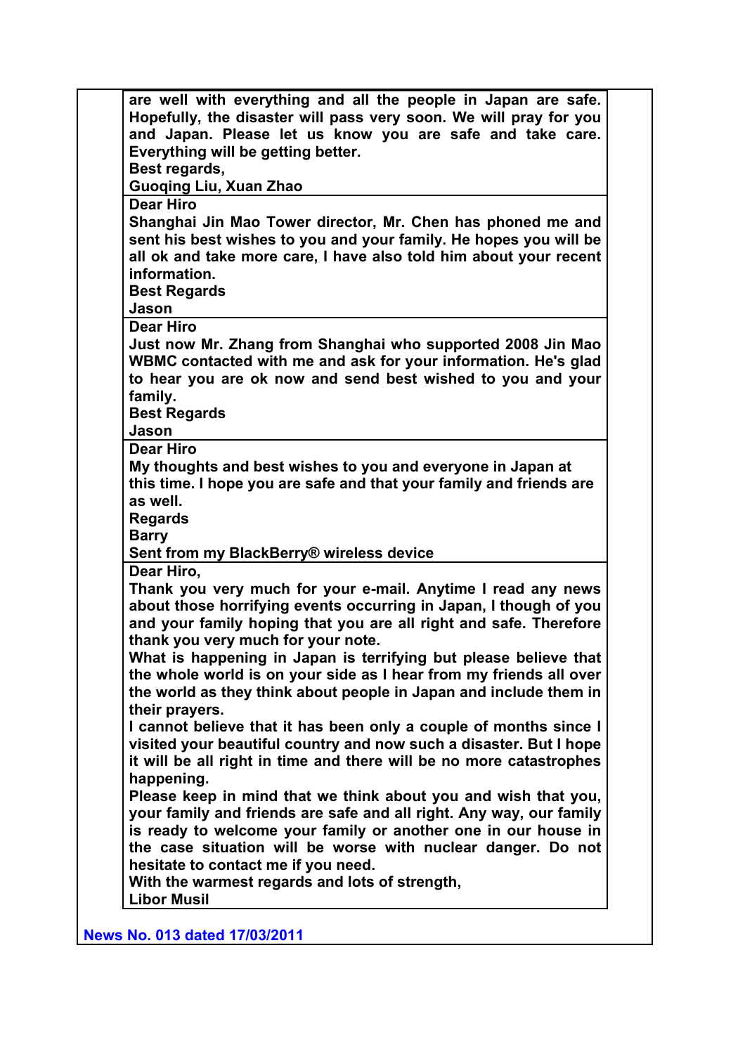**are well with everything and all the people in Japan are safe. Hopefully, the disaster will pass very soon. We will pray for you and Japan. Please let us know you are safe and take care. Everything will be getting better.**
**Best regards,**
**Guoqing Liu, Xuan Zhao**

**Dear Hiro**
**Shanghai Jin Mao Tower director, Mr. Chen has phoned me and sent his best wishes to you and your family. He hopes you will be all ok and take more care, I have also told him about your recent information.**
**Best Regards**
**Jason**

**Dear Hiro**
**Just now Mr. Zhang from Shanghai who supported 2008 Jin Mao WBMC contacted with me and ask for your information. He's glad to hear you are ok now and send best wished to you and your family.**
**Best Regards**
**Jason**

**Dear Hiro**
**My thoughts and best wishes to you and everyone in Japan at this time. I hope you are safe and that your family and friends are as well.**
**Regards**
**Barry**
**Sent from my BlackBerry® wireless device**

**Dear Hiro,**
**Thank you very much for your e-mail. Anytime I read any news about those horrifying events occurring in Japan, I though of you and your family hoping that you are all right and safe. Therefore thank you very much for your note.**
**What is happening in Japan is terrifying but please believe that the whole world is on your side as I hear from my friends all over the world as they think about people in Japan and include them in their prayers.**
**I cannot believe that it has been only a couple of months since I visited your beautiful country and now such a disaster. But I hope it will be all right in time and there will be no more catastrophes happening.**
**Please keep in mind that we think about you and wish that you, your family and friends are safe and all right. Any way, our family is ready to welcome your family or another one in our house in the case situation will be worse with nuclear danger. Do not hesitate to contact me if you need.**
**With the warmest regards and lots of strength,**
**Libor Musil**

**News No. 013 dated 17/03/2011**